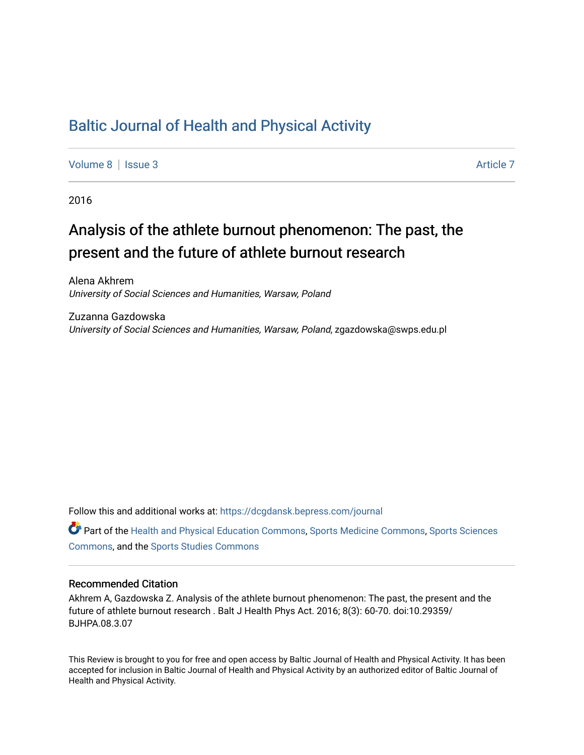# Baltic Journal of Health and Physical Activity

Volume 8 | Issue 3 Article 7

2016

## Analysis of the athlete burnout phenomenon: The past, the present and the future of athlete burnout research

Alena Akhrem
*University of Social Sciences and Humanities, Warsaw, Poland*

Zuzanna Gazdowska
*University of Social Sciences and Humanities, Warsaw, Poland*, zgazdowska@swps.edu.pl

Follow this and additional works at: https://dcgdansk.bepress.com/journal

Part of the Health and Physical Education Commons, Sports Medicine Commons, Sports Sciences Commons, and the Sports Studies Commons

### Recommended Citation

Akhrem A, Gazdowska Z. Analysis of the athlete burnout phenomenon: The past, the present and the future of athlete burnout research . Balt J Health Phys Act. 2016; 8(3): 60-70. doi:10.29359/BJHPA.08.3.07

This Review is brought to you for free and open access by Baltic Journal of Health and Physical Activity. It has been accepted for inclusion in Baltic Journal of Health and Physical Activity by an authorized editor of Baltic Journal of Health and Physical Activity.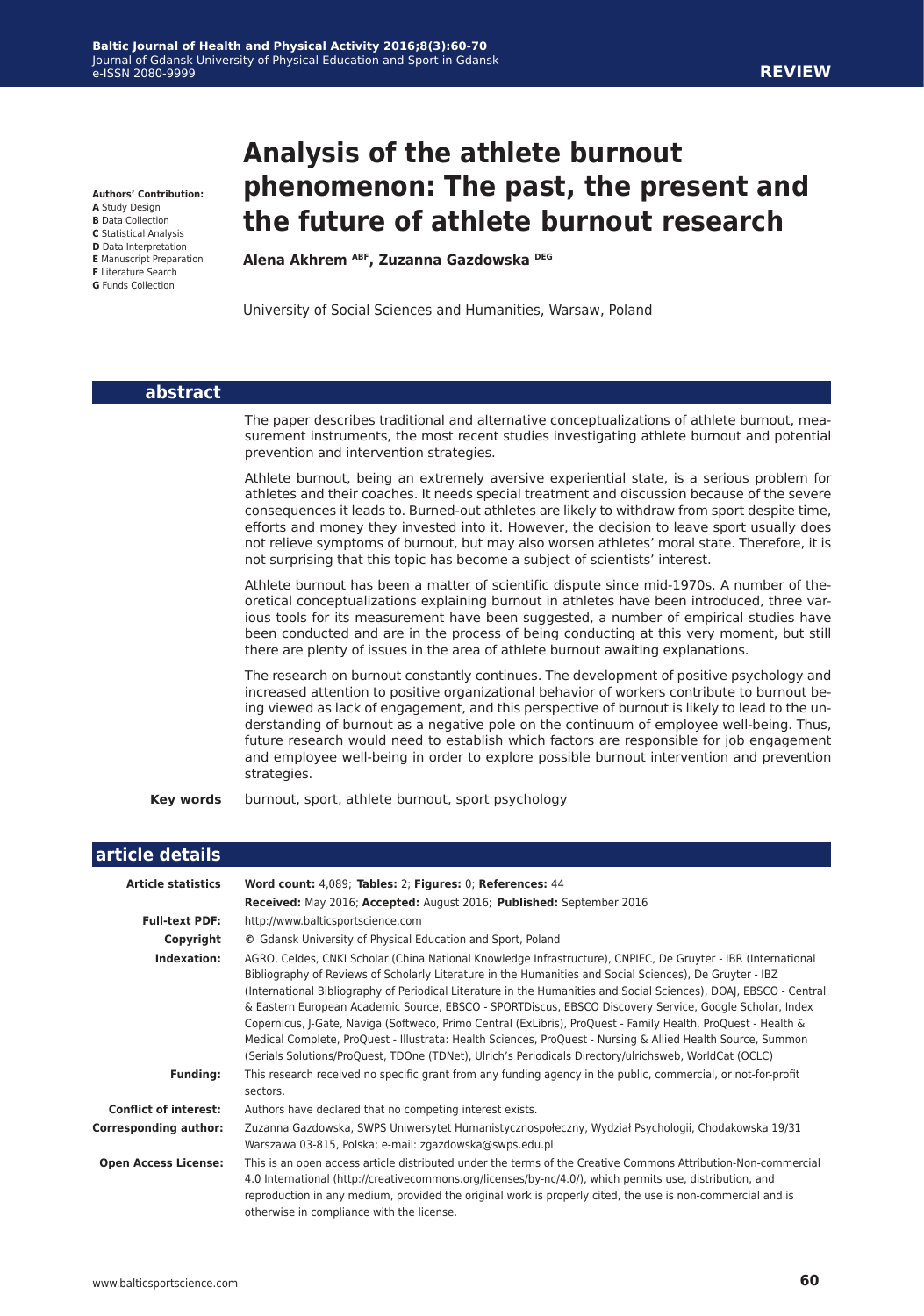**Authors' Contribution:**
**A** Study Design
**B** Data Collection
**C** Statistical Analysis
**D** Data Interpretation
**E** Manuscript Preparation
**F** Literature Search
**G** Funds Collection

# Analysis of the athlete burnout phenomenon: The past, the present and the future of athlete burnout research

**Alena Akhrem [ABF], Zuzanna Gazdowska [DEG]**

University of Social Sciences and Humanities, Warsaw, Poland

## abstract

The paper describes traditional and alternative conceptualizations of athlete burnout, measurement instruments, the most recent studies investigating athlete burnout and potential prevention and intervention strategies.

Athlete burnout, being an extremely aversive experiential state, is a serious problem for athletes and their coaches. It needs special treatment and discussion because of the severe consequences it leads to. Burned-out athletes are likely to withdraw from sport despite time, efforts and money they invested into it. However, the decision to leave sport usually does not relieve symptoms of burnout, but may also worsen athletes' moral state. Therefore, it is not surprising that this topic has become a subject of scientists' interest.

Athlete burnout has been a matter of scientific dispute since mid-1970s. A number of theoretical conceptualizations explaining burnout in athletes have been introduced, three various tools for its measurement have been suggested, a number of empirical studies have been conducted and are in the process of being conducting at this very moment, but still there are plenty of issues in the area of athlete burnout awaiting explanations.

The research on burnout constantly continues. The development of positive psychology and increased attention to positive organizational behavior of workers contribute to burnout being viewed as lack of engagement, and this perspective of burnout is likely to lead to the understanding of burnout as a negative pole on the continuum of employee well-being. Thus, future research would need to establish which factors are responsible for job engagement and employee well-being in order to explore possible burnout intervention and prevention strategies.

**Key words** burnout, sport, athlete burnout, sport psychology

## article details

| | |
|---|---|
| **Article statistics** | **Word count:** 4,089; **Tables:** 2; **Figures:** 0; **References:** 44<br>**Received:** May 2016; **Accepted:** August 2016; **Published:** September 2016 |
| **Full-text PDF:** | http://www.balticsportscience.com |
| **Copyright** | © Gdansk University of Physical Education and Sport, Poland |
| **Indexation:** | AGRO, Celdes, CNKI Scholar (China National Knowledge Infrastructure), CNPIEC, De Gruyter - IBR (International Bibliography of Reviews of Scholarly Literature in the Humanities and Social Sciences), De Gruyter - IBZ (International Bibliography of Periodical Literature in the Humanities and Social Sciences), DOAJ, EBSCO - Central & Eastern European Academic Source, EBSCO - SPORTDiscus, EBSCO Discovery Service, Google Scholar, Index Copernicus, J-Gate, Naviga (Softweco, Primo Central (ExLibris), ProQuest - Family Health, ProQuest - Health & Medical Complete, ProQuest - Illustrata: Health Sciences, ProQuest - Nursing & Allied Health Source, Summon (Serials Solutions/ProQuest, TDOne (TDNet), Ulrich's Periodicals Directory/ulrichsweb, WorldCat (OCLC) |
| **Funding:** | This research received no specific grant from any funding agency in the public, commercial, or not-for-profit sectors. |
| **Conflict of interest:** | Authors have declared that no competing interest exists. |
| **Corresponding author:** | Zuzanna Gazdowska, SWPS Uniwersytet Humanistycznospołeczny, Wydział Psychologii, Chodakowska 19/31 Warszawa 03-815, Polska; e-mail: zgazdowska@swps.edu.pl |
| **Open Access License:** | This is an open access article distributed under the terms of the Creative Commons Attribution-Non-commercial 4.0 International (http://creativecommons.org/licenses/by-nc/4.0/), which permits use, distribution, and reproduction in any medium, provided the original work is properly cited, the use is non-commercial and is otherwise in compliance with the license. |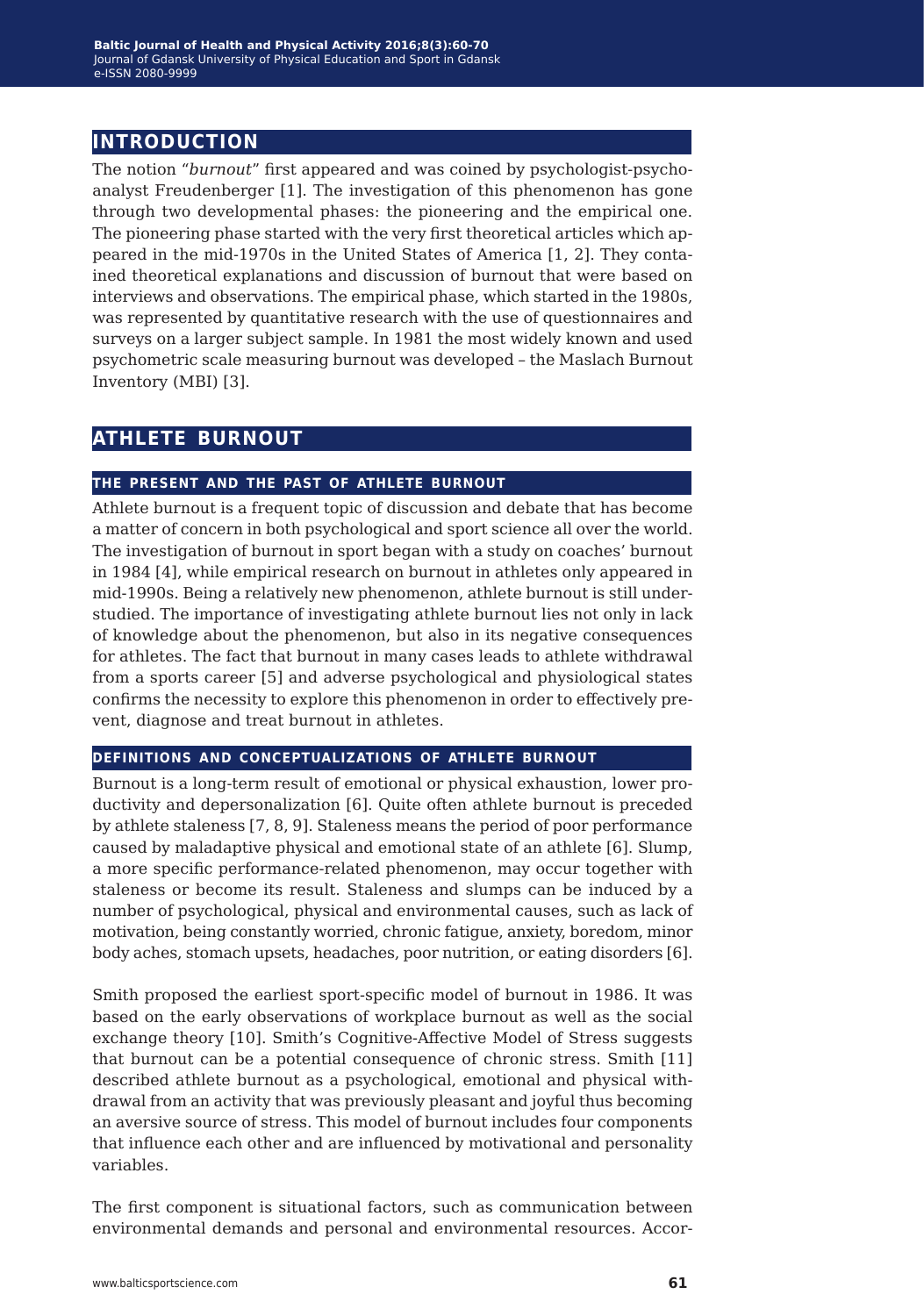## INTRODUCTION

The notion "*burnout*" first appeared and was coined by psychologist-psychoanalyst Freudenberger [1]. The investigation of this phenomenon has gone through two developmental phases: the pioneering and the empirical one. The pioneering phase started with the very first theoretical articles which appeared in the mid-1970s in the United States of America [1, 2]. They contained theoretical explanations and discussion of burnout that were based on interviews and observations. The empirical phase, which started in the 1980s, was represented by quantitative research with the use of questionnaires and surveys on a larger subject sample. In 1981 the most widely known and used psychometric scale measuring burnout was developed – the Maslach Burnout Inventory (MBI) [3].

## ATHLETE BURNOUT

### THE PRESENT AND THE PAST OF ATHLETE BURNOUT

Athlete burnout is a frequent topic of discussion and debate that has become a matter of concern in both psychological and sport science all over the world. The investigation of burnout in sport began with a study on coaches' burnout in 1984 [4], while empirical research on burnout in athletes only appeared in mid-1990s. Being a relatively new phenomenon, athlete burnout is still understudied. The importance of investigating athlete burnout lies not only in lack of knowledge about the phenomenon, but also in its negative consequences for athletes. The fact that burnout in many cases leads to athlete withdrawal from a sports career [5] and adverse psychological and physiological states confirms the necessity to explore this phenomenon in order to effectively prevent, diagnose and treat burnout in athletes.

### DEFINITIONS AND CONCEPTUALIZATIONS OF ATHLETE BURNOUT

Burnout is a long-term result of emotional or physical exhaustion, lower productivity and depersonalization [6]. Quite often athlete burnout is preceded by athlete staleness [7, 8, 9]. Staleness means the period of poor performance caused by maladaptive physical and emotional state of an athlete [6]. Slump, a more specific performance-related phenomenon, may occur together with staleness or become its result. Staleness and slumps can be induced by a number of psychological, physical and environmental causes, such as lack of motivation, being constantly worried, chronic fatigue, anxiety, boredom, minor body aches, stomach upsets, headaches, poor nutrition, or eating disorders [6].

Smith proposed the earliest sport-specific model of burnout in 1986. It was based on the early observations of workplace burnout as well as the social exchange theory [10]. Smith's Cognitive-Affective Model of Stress suggests that burnout can be a potential consequence of chronic stress. Smith [11] described athlete burnout as a psychological, emotional and physical withdrawal from an activity that was previously pleasant and joyful thus becoming an aversive source of stress. This model of burnout includes four components that influence each other and are influenced by motivational and personality variables.

The first component is situational factors, such as communication between environmental demands and personal and environmental resources. Accor-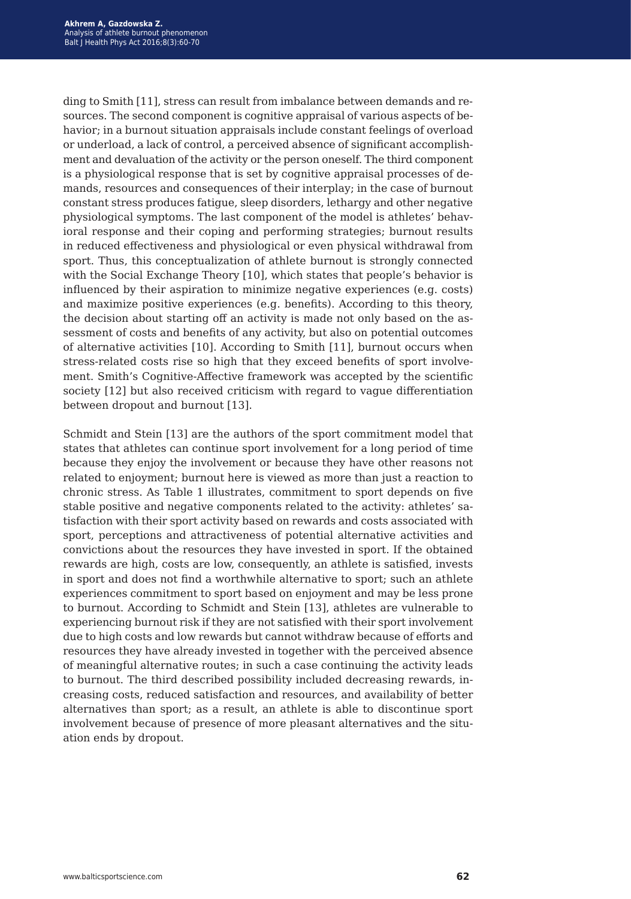ding to Smith [11], stress can result from imbalance between demands and resources. The second component is cognitive appraisal of various aspects of behavior; in a burnout situation appraisals include constant feelings of overload or underload, a lack of control, a perceived absence of significant accomplishment and devaluation of the activity or the person oneself. The third component is a physiological response that is set by cognitive appraisal processes of demands, resources and consequences of their interplay; in the case of burnout constant stress produces fatigue, sleep disorders, lethargy and other negative physiological symptoms. The last component of the model is athletes' behavioral response and their coping and performing strategies; burnout results in reduced effectiveness and physiological or even physical withdrawal from sport. Thus, this conceptualization of athlete burnout is strongly connected with the Social Exchange Theory [10], which states that people's behavior is influenced by their aspiration to minimize negative experiences (e.g. costs) and maximize positive experiences (e.g. benefits). According to this theory, the decision about starting off an activity is made not only based on the assessment of costs and benefits of any activity, but also on potential outcomes of alternative activities [10]. According to Smith [11], burnout occurs when stress-related costs rise so high that they exceed benefits of sport involvement. Smith's Cognitive-Affective framework was accepted by the scientific society [12] but also received criticism with regard to vague differentiation between dropout and burnout [13].

Schmidt and Stein [13] are the authors of the sport commitment model that states that athletes can continue sport involvement for a long period of time because they enjoy the involvement or because they have other reasons not related to enjoyment; burnout here is viewed as more than just a reaction to chronic stress. As Table 1 illustrates, commitment to sport depends on five stable positive and negative components related to the activity: athletes' satisfaction with their sport activity based on rewards and costs associated with sport, perceptions and attractiveness of potential alternative activities and convictions about the resources they have invested in sport. If the obtained rewards are high, costs are low, consequently, an athlete is satisfied, invests in sport and does not find a worthwhile alternative to sport; such an athlete experiences commitment to sport based on enjoyment and may be less prone to burnout. According to Schmidt and Stein [13], athletes are vulnerable to experiencing burnout risk if they are not satisfied with their sport involvement due to high costs and low rewards but cannot withdraw because of efforts and resources they have already invested in together with the perceived absence of meaningful alternative routes; in such a case continuing the activity leads to burnout. The third described possibility included decreasing rewards, increasing costs, reduced satisfaction and resources, and availability of better alternatives than sport; as a result, an athlete is able to discontinue sport involvement because of presence of more pleasant alternatives and the situation ends by dropout.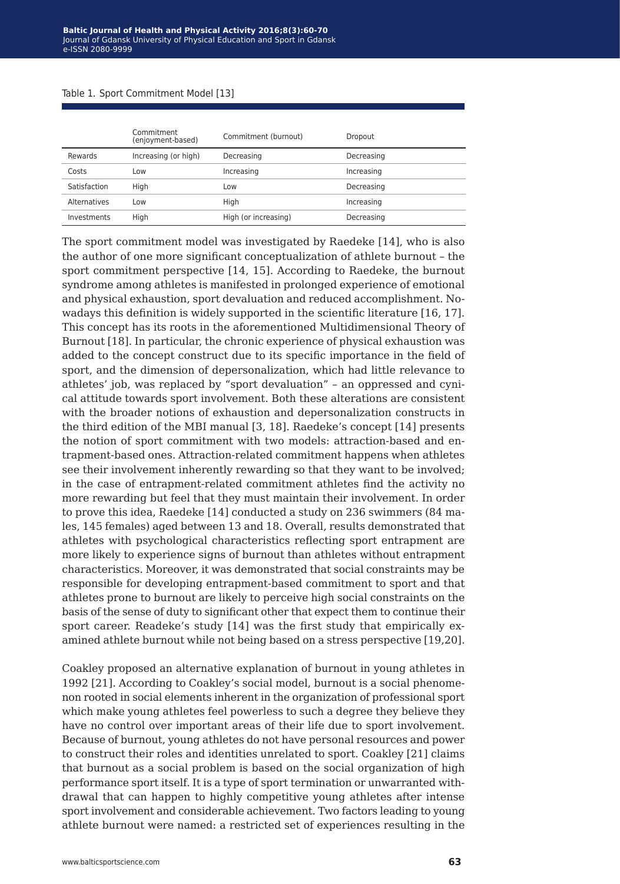Table 1. Sport Commitment Model [13]

| | Commitment (enjoyment-based) | Commitment (burnout) | Dropout |
|---|---|---|---|
| Rewards | Increasing (or high) | Decreasing | Decreasing |
| Costs | Low | Increasing | Increasing |
| Satisfaction | High | Low | Decreasing |
| Alternatives | Low | High | Increasing |
| Investments | High | High (or increasing) | Decreasing |

The sport commitment model was investigated by Raedeke [14], who is also the author of one more significant conceptualization of athlete burnout – the sport commitment perspective [14, 15]. According to Raedeke, the burnout syndrome among athletes is manifested in prolonged experience of emotional and physical exhaustion, sport devaluation and reduced accomplishment. Nowadays this definition is widely supported in the scientific literature [16, 17]. This concept has its roots in the aforementioned Multidimensional Theory of Burnout [18]. In particular, the chronic experience of physical exhaustion was added to the concept construct due to its specific importance in the field of sport, and the dimension of depersonalization, which had little relevance to athletes' job, was replaced by "sport devaluation" – an oppressed and cynical attitude towards sport involvement. Both these alterations are consistent with the broader notions of exhaustion and depersonalization constructs in the third edition of the MBI manual [3, 18]. Raedeke's concept [14] presents the notion of sport commitment with two models: attraction-based and entrapment-based ones. Attraction-related commitment happens when athletes see their involvement inherently rewarding so that they want to be involved; in the case of entrapment-related commitment athletes find the activity no more rewarding but feel that they must maintain their involvement. In order to prove this idea, Raedeke [14] conducted a study on 236 swimmers (84 males, 145 females) aged between 13 and 18. Overall, results demonstrated that athletes with psychological characteristics reflecting sport entrapment are more likely to experience signs of burnout than athletes without entrapment characteristics. Moreover, it was demonstrated that social constraints may be responsible for developing entrapment-based commitment to sport and that athletes prone to burnout are likely to perceive high social constraints on the basis of the sense of duty to significant other that expect them to continue their sport career. Readeke's study [14] was the first study that empirically examined athlete burnout while not being based on a stress perspective [19,20].

Coakley proposed an alternative explanation of burnout in young athletes in 1992 [21]. According to Coakley's social model, burnout is a social phenomenon rooted in social elements inherent in the organization of professional sport which make young athletes feel powerless to such a degree they believe they have no control over important areas of their life due to sport involvement. Because of burnout, young athletes do not have personal resources and power to construct their roles and identities unrelated to sport. Coakley [21] claims that burnout as a social problem is based on the social organization of high performance sport itself. It is a type of sport termination or unwarranted withdrawal that can happen to highly competitive young athletes after intense sport involvement and considerable achievement. Two factors leading to young athlete burnout were named: a restricted set of experiences resulting in the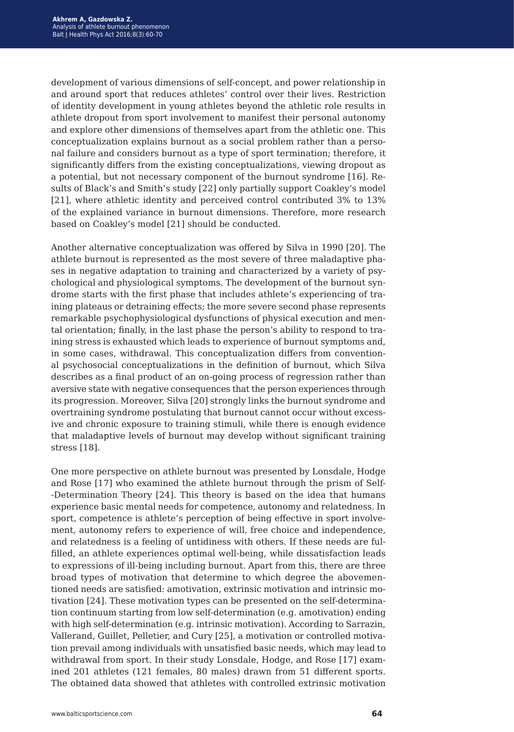development of various dimensions of self-concept, and power relationship in and around sport that reduces athletes' control over their lives. Restriction of identity development in young athletes beyond the athletic role results in athlete dropout from sport involvement to manifest their personal autonomy and explore other dimensions of themselves apart from the athletic one. This conceptualization explains burnout as a social problem rather than a personal failure and considers burnout as a type of sport termination; therefore, it significantly differs from the existing conceptualizations, viewing dropout as a potential, but not necessary component of the burnout syndrome [16]. Results of Black's and Smith's study [22] only partially support Coakley's model [21], where athletic identity and perceived control contributed 3% to 13% of the explained variance in burnout dimensions. Therefore, more research based on Coakley's model [21] should be conducted.

Another alternative conceptualization was offered by Silva in 1990 [20]. The athlete burnout is represented as the most severe of three maladaptive phases in negative adaptation to training and characterized by a variety of psychological and physiological symptoms. The development of the burnout syndrome starts with the first phase that includes athlete's experiencing of training plateaus or detraining effects; the more severe second phase represents remarkable psychophysiological dysfunctions of physical execution and mental orientation; finally, in the last phase the person's ability to respond to training stress is exhausted which leads to experience of burnout symptoms and, in some cases, withdrawal. This conceptualization differs from conventional psychosocial conceptualizations in the definition of burnout, which Silva describes as a final product of an on-going process of regression rather than aversive state with negative consequences that the person experiences through its progression. Moreover, Silva [20] strongly links the burnout syndrome and overtraining syndrome postulating that burnout cannot occur without excessive and chronic exposure to training stimuli, while there is enough evidence that maladaptive levels of burnout may develop without significant training stress [18].

One more perspective on athlete burnout was presented by Lonsdale, Hodge and Rose [17] who examined the athlete burnout through the prism of Self-Determination Theory [24]. This theory is based on the idea that humans experience basic mental needs for competence, autonomy and relatedness. In sport, competence is athlete's perception of being effective in sport involvement, autonomy refers to experience of will, free choice and independence, and relatedness is a feeling of untidiness with others. If these needs are fulfilled, an athlete experiences optimal well-being, while dissatisfaction leads to expressions of ill-being including burnout. Apart from this, there are three broad types of motivation that determine to which degree the abovementioned needs are satisfied: amotivation, extrinsic motivation and intrinsic motivation [24]. These motivation types can be presented on the self-determination continuum starting from low self-determination (e.g. amotivation) ending with high self-determination (e.g. intrinsic motivation). According to Sarrazin, Vallerand, Guillet, Pelletier, and Cury [25], a motivation or controlled motivation prevail among individuals with unsatisfied basic needs, which may lead to withdrawal from sport. In their study Lonsdale, Hodge, and Rose [17] examined 201 athletes (121 females, 80 males) drawn from 51 different sports. The obtained data showed that athletes with controlled extrinsic motivation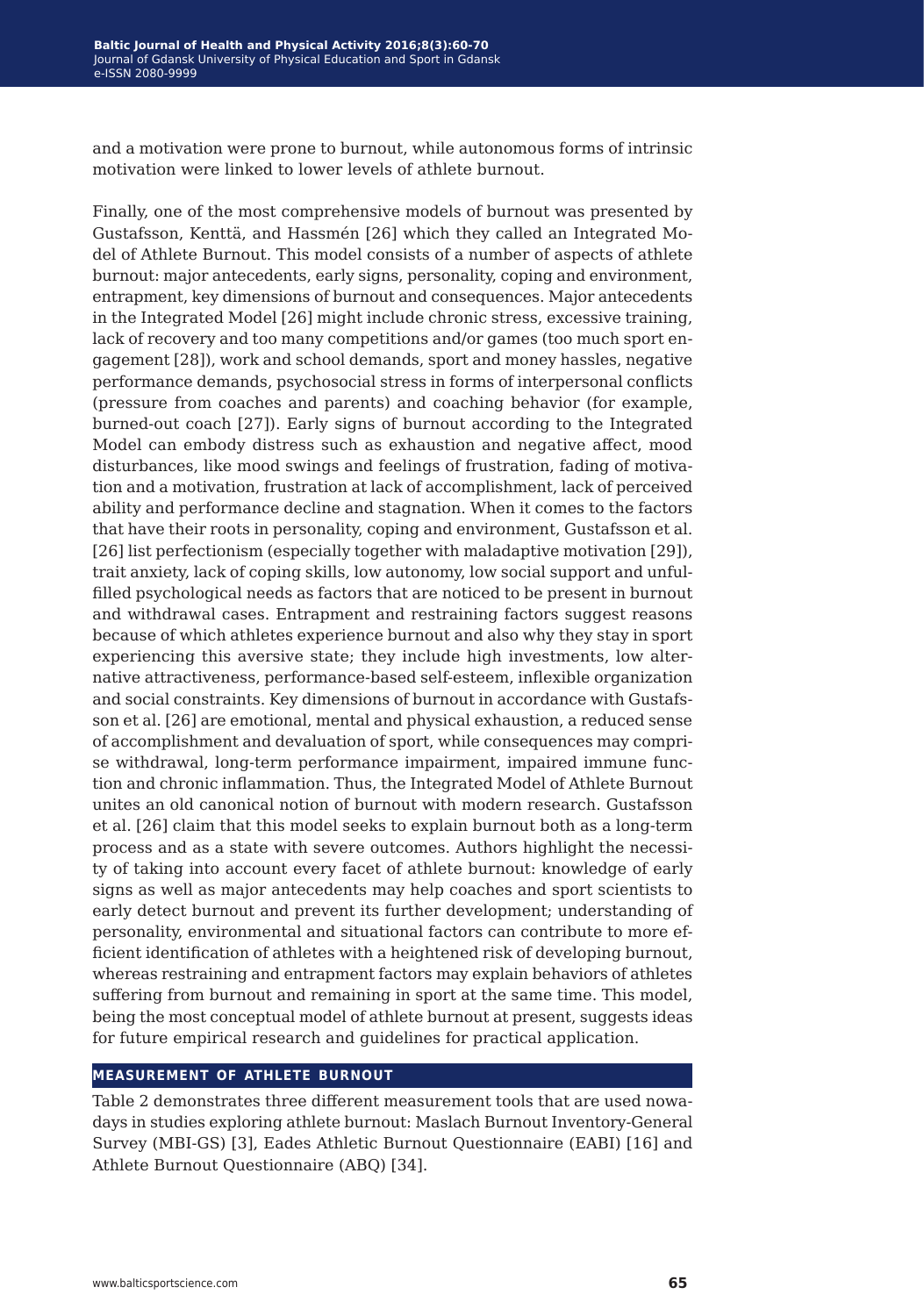and a motivation were prone to burnout, while autonomous forms of intrinsic motivation were linked to lower levels of athlete burnout.

Finally, one of the most comprehensive models of burnout was presented by Gustafsson, Kenttä, and Hassmén [26] which they called an Integrated Model of Athlete Burnout. This model consists of a number of aspects of athlete burnout: major antecedents, early signs, personality, coping and environment, entrapment, key dimensions of burnout and consequences. Major antecedents in the Integrated Model [26] might include chronic stress, excessive training, lack of recovery and too many competitions and/or games (too much sport engagement [28]), work and school demands, sport and money hassles, negative performance demands, psychosocial stress in forms of interpersonal conflicts (pressure from coaches and parents) and coaching behavior (for example, burned-out coach [27]). Early signs of burnout according to the Integrated Model can embody distress such as exhaustion and negative affect, mood disturbances, like mood swings and feelings of frustration, fading of motivation and a motivation, frustration at lack of accomplishment, lack of perceived ability and performance decline and stagnation. When it comes to the factors that have their roots in personality, coping and environment, Gustafsson et al. [26] list perfectionism (especially together with maladaptive motivation [29]), trait anxiety, lack of coping skills, low autonomy, low social support and unfulfilled psychological needs as factors that are noticed to be present in burnout and withdrawal cases. Entrapment and restraining factors suggest reasons because of which athletes experience burnout and also why they stay in sport experiencing this aversive state; they include high investments, low alternative attractiveness, performance-based self-esteem, inflexible organization and social constraints. Key dimensions of burnout in accordance with Gustafsson et al. [26] are emotional, mental and physical exhaustion, a reduced sense of accomplishment and devaluation of sport, while consequences may comprise withdrawal, long-term performance impairment, impaired immune function and chronic inflammation. Thus, the Integrated Model of Athlete Burnout unites an old canonical notion of burnout with modern research. Gustafsson et al. [26] claim that this model seeks to explain burnout both as a long-term process and as a state with severe outcomes. Authors highlight the necessity of taking into account every facet of athlete burnout: knowledge of early signs as well as major antecedents may help coaches and sport scientists to early detect burnout and prevent its further development; understanding of personality, environmental and situational factors can contribute to more efficient identification of athletes with a heightened risk of developing burnout, whereas restraining and entrapment factors may explain behaviors of athletes suffering from burnout and remaining in sport at the same time. This model, being the most conceptual model of athlete burnout at present, suggests ideas for future empirical research and guidelines for practical application.

## MEASUREMENT OF ATHLETE BURNOUT

Table 2 demonstrates three different measurement tools that are used nowadays in studies exploring athlete burnout: Maslach Burnout Inventory-General Survey (MBI-GS) [3], Eades Athletic Burnout Questionnaire (EABI) [16] and Athlete Burnout Questionnaire (ABQ) [34].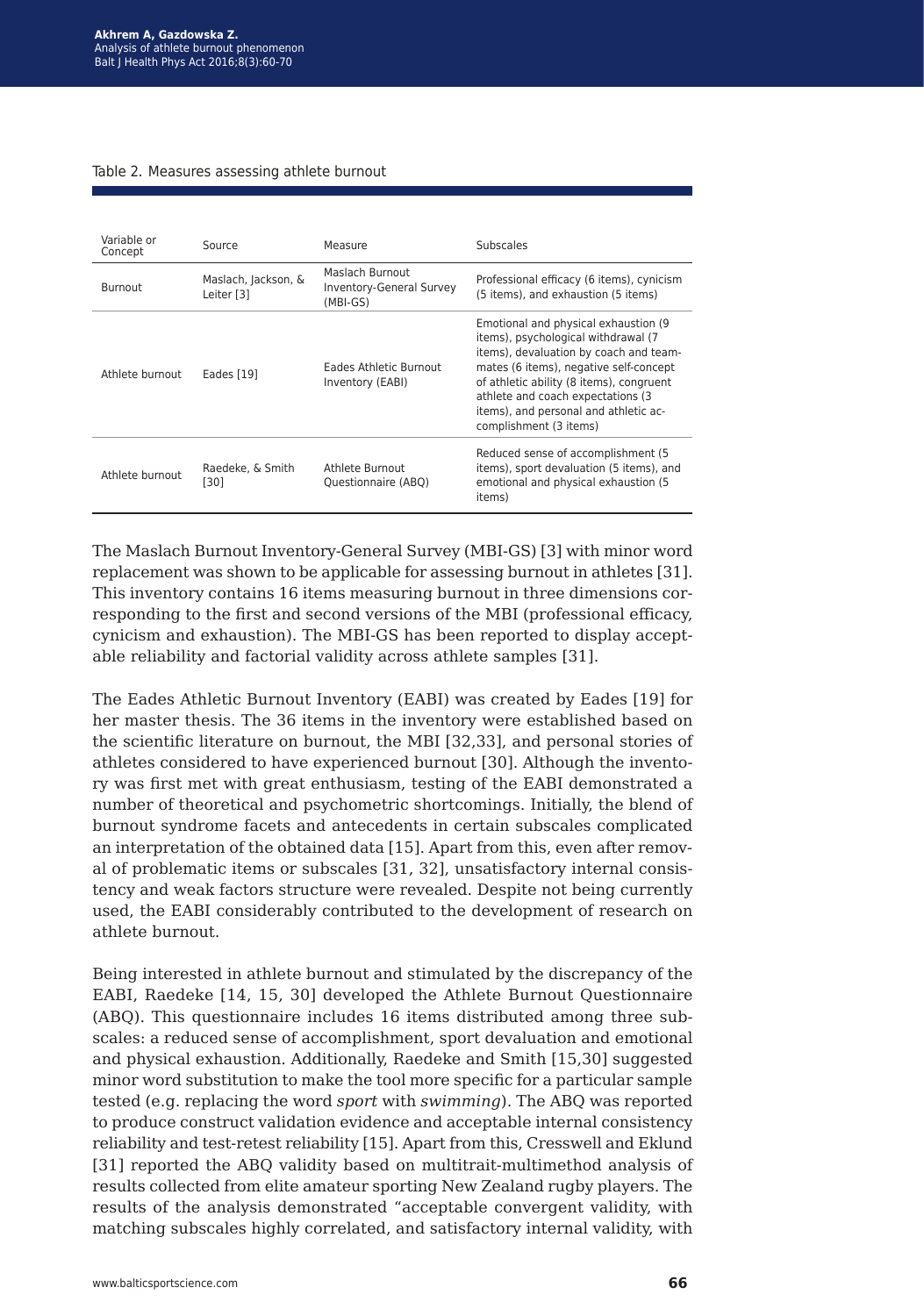Table 2. Measures assessing athlete burnout

| Variable or Concept | Source | Measure | Subscales |
|---|---|---|---|
| Burnout | Maslach, Jackson, & Leiter [3] | Maslach Burnout Inventory-General Survey (MBI-GS) | Professional efficacy (6 items), cynicism (5 items), and exhaustion (5 items) |
| Athlete burnout | Eades [19] | Eades Athletic Burnout Inventory (EABI) | Emotional and physical exhaustion (9 items), psychological withdrawal (7 items), devaluation by coach and teammates (6 items), negative self-concept of athletic ability (8 items), congruent athlete and coach expectations (3 items), and personal and athletic accomplishment (3 items) |
| Athlete burnout | Raedeke, & Smith [30] | Athlete Burnout Questionnaire (ABQ) | Reduced sense of accomplishment (5 items), sport devaluation (5 items), and emotional and physical exhaustion (5 items) |

The Maslach Burnout Inventory-General Survey (MBI-GS) [3] with minor word replacement was shown to be applicable for assessing burnout in athletes [31]. This inventory contains 16 items measuring burnout in three dimensions corresponding to the first and second versions of the MBI (professional efficacy, cynicism and exhaustion). The MBI-GS has been reported to display acceptable reliability and factorial validity across athlete samples [31].

The Eades Athletic Burnout Inventory (EABI) was created by Eades [19] for her master thesis. The 36 items in the inventory were established based on the scientific literature on burnout, the MBI [32,33], and personal stories of athletes considered to have experienced burnout [30]. Although the inventory was first met with great enthusiasm, testing of the EABI demonstrated a number of theoretical and psychometric shortcomings. Initially, the blend of burnout syndrome facets and antecedents in certain subscales complicated an interpretation of the obtained data [15]. Apart from this, even after removal of problematic items or subscales [31, 32], unsatisfactory internal consistency and weak factors structure were revealed. Despite not being currently used, the EABI considerably contributed to the development of research on athlete burnout.

Being interested in athlete burnout and stimulated by the discrepancy of the EABI, Raedeke [14, 15, 30] developed the Athlete Burnout Questionnaire (ABQ). This questionnaire includes 16 items distributed among three subscales: a reduced sense of accomplishment, sport devaluation and emotional and physical exhaustion. Additionally, Raedeke and Smith [15,30] suggested minor word substitution to make the tool more specific for a particular sample tested (e.g. replacing the word *sport* with *swimming*). The ABQ was reported to produce construct validation evidence and acceptable internal consistency reliability and test-retest reliability [15]. Apart from this, Cresswell and Eklund [31] reported the ABQ validity based on multitrait-multimethod analysis of results collected from elite amateur sporting New Zealand rugby players. The results of the analysis demonstrated "acceptable convergent validity, with matching subscales highly correlated, and satisfactory internal validity, with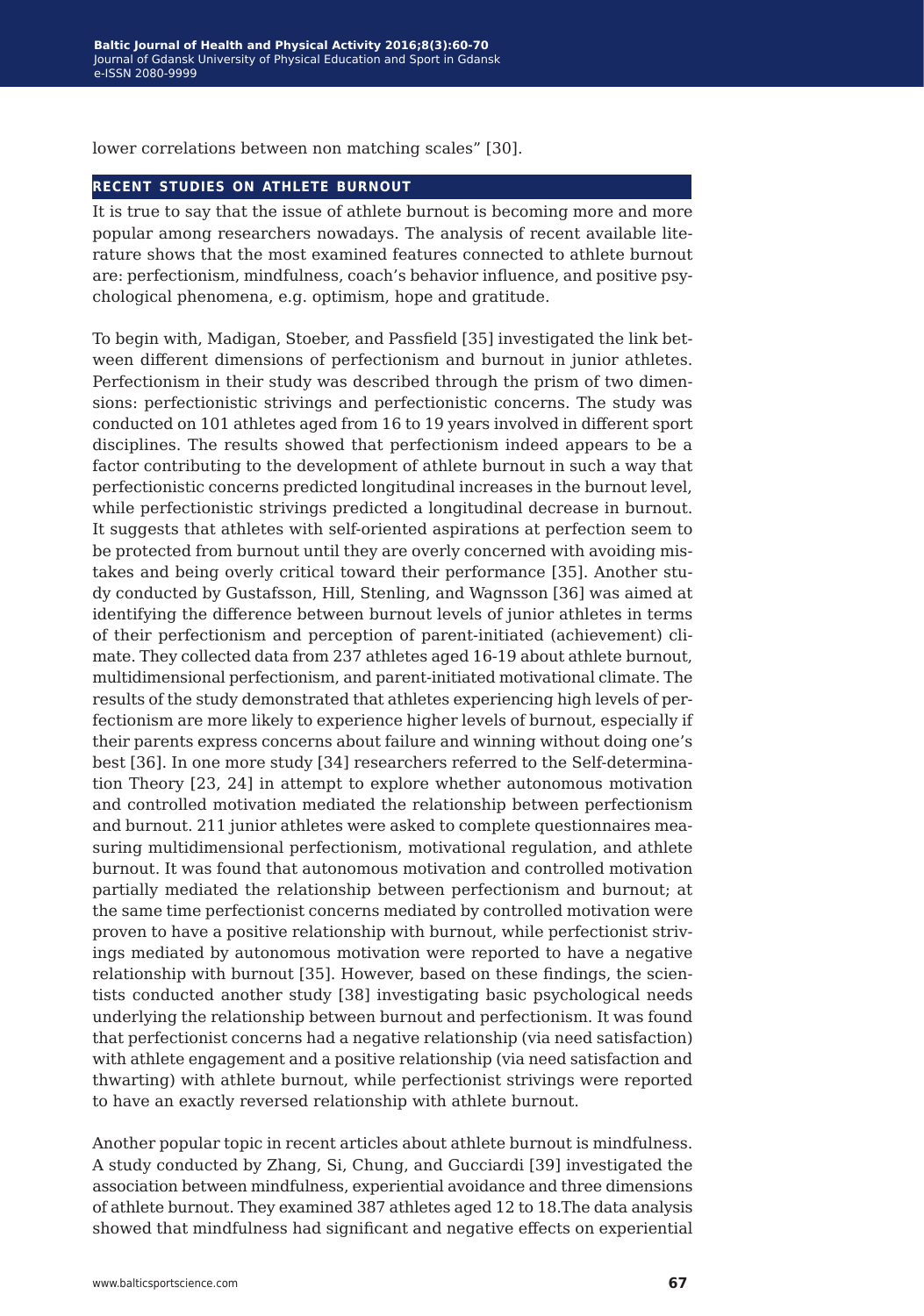lower correlations between non matching scales" [30].

## RECENT STUDIES ON ATHLETE BURNOUT

It is true to say that the issue of athlete burnout is becoming more and more popular among researchers nowadays. The analysis of recent available literature shows that the most examined features connected to athlete burnout are: perfectionism, mindfulness, coach's behavior influence, and positive psychological phenomena, e.g. optimism, hope and gratitude.

To begin with, Madigan, Stoeber, and Passfield [35] investigated the link between different dimensions of perfectionism and burnout in junior athletes. Perfectionism in their study was described through the prism of two dimensions: perfectionistic strivings and perfectionistic concerns. The study was conducted on 101 athletes aged from 16 to 19 years involved in different sport disciplines. The results showed that perfectionism indeed appears to be a factor contributing to the development of athlete burnout in such a way that perfectionistic concerns predicted longitudinal increases in the burnout level, while perfectionistic strivings predicted a longitudinal decrease in burnout. It suggests that athletes with self-oriented aspirations at perfection seem to be protected from burnout until they are overly concerned with avoiding mistakes and being overly critical toward their performance [35]. Another study conducted by Gustafsson, Hill, Stenling, and Wagnsson [36] was aimed at identifying the difference between burnout levels of junior athletes in terms of their perfectionism and perception of parent-initiated (achievement) climate. They collected data from 237 athletes aged 16-19 about athlete burnout, multidimensional perfectionism, and parent-initiated motivational climate. The results of the study demonstrated that athletes experiencing high levels of perfectionism are more likely to experience higher levels of burnout, especially if their parents express concerns about failure and winning without doing one's best [36]. In one more study [34] researchers referred to the Self-determination Theory [23, 24] in attempt to explore whether autonomous motivation and controlled motivation mediated the relationship between perfectionism and burnout. 211 junior athletes were asked to complete questionnaires measuring multidimensional perfectionism, motivational regulation, and athlete burnout. It was found that autonomous motivation and controlled motivation partially mediated the relationship between perfectionism and burnout; at the same time perfectionist concerns mediated by controlled motivation were proven to have a positive relationship with burnout, while perfectionist strivings mediated by autonomous motivation were reported to have a negative relationship with burnout [35]. However, based on these findings, the scientists conducted another study [38] investigating basic psychological needs underlying the relationship between burnout and perfectionism. It was found that perfectionist concerns had a negative relationship (via need satisfaction) with athlete engagement and a positive relationship (via need satisfaction and thwarting) with athlete burnout, while perfectionist strivings were reported to have an exactly reversed relationship with athlete burnout.

Another popular topic in recent articles about athlete burnout is mindfulness. A study conducted by Zhang, Si, Chung, and Gucciardi [39] investigated the association between mindfulness, experiential avoidance and three dimensions of athlete burnout. They examined 387 athletes aged 12 to 18.The data analysis showed that mindfulness had significant and negative effects on experiential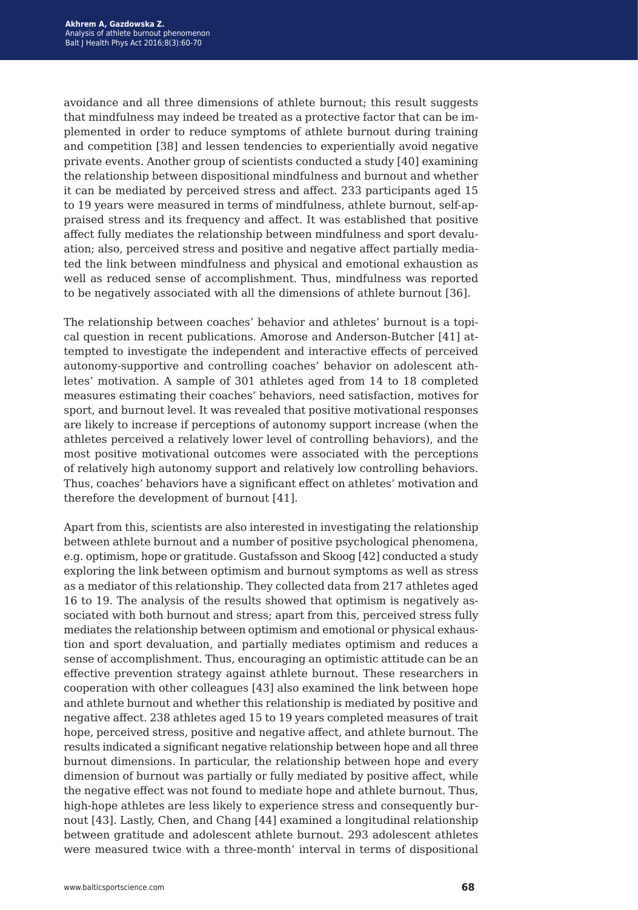avoidance and all three dimensions of athlete burnout; this result suggests that mindfulness may indeed be treated as a protective factor that can be implemented in order to reduce symptoms of athlete burnout during training and competition [38] and lessen tendencies to experientially avoid negative private events. Another group of scientists conducted a study [40] examining the relationship between dispositional mindfulness and burnout and whether it can be mediated by perceived stress and affect. 233 participants aged 15 to 19 years were measured in terms of mindfulness, athlete burnout, self-appraised stress and its frequency and affect. It was established that positive affect fully mediates the relationship between mindfulness and sport devaluation; also, perceived stress and positive and negative affect partially mediated the link between mindfulness and physical and emotional exhaustion as well as reduced sense of accomplishment. Thus, mindfulness was reported to be negatively associated with all the dimensions of athlete burnout [36].

The relationship between coaches' behavior and athletes' burnout is a topical question in recent publications. Amorose and Anderson-Butcher [41] attempted to investigate the independent and interactive effects of perceived autonomy-supportive and controlling coaches' behavior on adolescent athletes' motivation. A sample of 301 athletes aged from 14 to 18 completed measures estimating their coaches' behaviors, need satisfaction, motives for sport, and burnout level. It was revealed that positive motivational responses are likely to increase if perceptions of autonomy support increase (when the athletes perceived a relatively lower level of controlling behaviors), and the most positive motivational outcomes were associated with the perceptions of relatively high autonomy support and relatively low controlling behaviors. Thus, coaches' behaviors have a significant effect on athletes' motivation and therefore the development of burnout [41].

Apart from this, scientists are also interested in investigating the relationship between athlete burnout and a number of positive psychological phenomena, e.g. optimism, hope or gratitude. Gustafsson and Skoog [42] conducted a study exploring the link between optimism and burnout symptoms as well as stress as a mediator of this relationship. They collected data from 217 athletes aged 16 to 19. The analysis of the results showed that optimism is negatively associated with both burnout and stress; apart from this, perceived stress fully mediates the relationship between optimism and emotional or physical exhaustion and sport devaluation, and partially mediates optimism and reduces a sense of accomplishment. Thus, encouraging an optimistic attitude can be an effective prevention strategy against athlete burnout. These researchers in cooperation with other colleagues [43] also examined the link between hope and athlete burnout and whether this relationship is mediated by positive and negative affect. 238 athletes aged 15 to 19 years completed measures of trait hope, perceived stress, positive and negative affect, and athlete burnout. The results indicated a significant negative relationship between hope and all three burnout dimensions. In particular, the relationship between hope and every dimension of burnout was partially or fully mediated by positive affect, while the negative effect was not found to mediate hope and athlete burnout. Thus, high-hope athletes are less likely to experience stress and consequently burnout [43]. Lastly, Chen, and Chang [44] examined a longitudinal relationship between gratitude and adolescent athlete burnout. 293 adolescent athletes were measured twice with a three-month' interval in terms of dispositional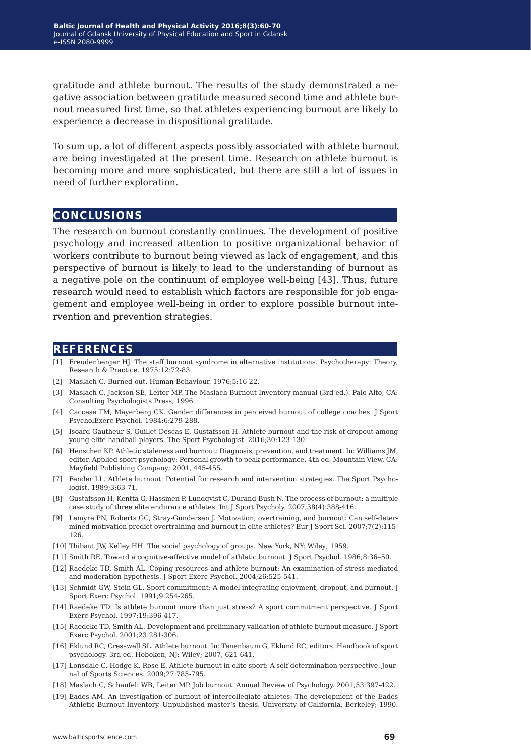gratitude and athlete burnout. The results of the study demonstrated a negative association between gratitude measured second time and athlete burnout measured first time, so that athletes experiencing burnout are likely to experience a decrease in dispositional gratitude.

To sum up, a lot of different aspects possibly associated with athlete burnout are being investigated at the present time. Research on athlete burnout is becoming more and more sophisticated, but there are still a lot of issues in need of further exploration.

## CONCLUSIONS

The research on burnout constantly continues. The development of positive psychology and increased attention to positive organizational behavior of workers contribute to burnout being viewed as lack of engagement, and this perspective of burnout is likely to lead to the understanding of burnout as a negative pole on the continuum of employee well-being [43]. Thus, future research would need to establish which factors are responsible for job engagement and employee well-being in order to explore possible burnout intervention and prevention strategies.

## REFERENCES

[1] Freudenberger HJ. The staff burnout syndrome in alternative institutions. Psychotherapy: Theory, Research & Practice. 1975;12:72-83.

[2] Maslach C. Burned-out. Human Behaviour. 1976;5:16-22.

[3] Maslach C, Jackson SE, Leiter MP. The Maslach Burnout Inventory manual (3rd ed.). Palo Alto, CA: Consulting Psychologists Press; 1996.

[4] Caccese TM, Mayerberg CK. Gender differences in perceived burnout of college coaches. J Sport PsycholExerc Psychol. 1984;6:279-288.

[5] Isoard-Gautheur S, Guillet-Descas E, Gustafsson H. Athlete burnout and the risk of dropout among young elite handball players. The Sport Psychologist. 2016;30:123-130.

[6] Henschen KP. Athletic staleness and burnout: Diagnosis, prevention, and treatment. In: Williams JM, editor. Applied sport psychology: Personal growth to peak performance. 4th ed. Mountain View, CA: Mayfield Publishing Company; 2001, 445-455.

[7] Fender LL. Athlete burnout: Potential for research and intervention strategies. The Sport Psychologist. 1989;3:63-71.

[8] Gustafsson H, Kenttä G, Hassmen P, Lundqvist C, Durand-Bush N. The process of burnout: a multiple case study of three elite endurance athletes. Int J Sport Psycholy. 2007;38(4):388-416.

[9] Lemyre PN, Roberts GC, Stray-Gundersen J. Motivation, overtraining, and burnout: Can self-determined motivation predict overtraining and burnout in elite athletes? Eur J Sport Sci. 2007;7(2):115-126.

[10] Thibaut JW, Kelley HH. The social psychology of groups. New York, NY: Wiley; 1959.

[11] Smith RE. Toward a cognitive-affective model of athletic burnout. J Sport Psychol. 1986;8:36–50.

[12] Raedeke TD, Smith AL. Coping resources and athlete burnout: An examination of stress mediated and moderation hypothesis. J Sport Exerc Psychol. 2004;26:525-541.

[13] Schmidt GW, Stein GL. Sport commitment: A model integrating enjoyment, dropout, and burnout. J Sport Exerc Psychol. 1991;9:254-265.

[14] Raedeke TD. Is athlete burnout more than just stress? A sport commitment perspective. J Sport Exerc Psychol. 1997;19:396-417.

[15] Raedeke TD, Smith AL. Development and preliminary validation of athlete burnout measure. J Sport Exerc Psychol. 2001;23:281-306.

[16] Eklund RC, Cresswell SL. Athlete burnout. In: Tenenbaum G, Eklund RC, editors. Handbook of sport psychology. 3rd ed. Hoboken, NJ: Wiley; 2007, 621-641.

[17] Lonsdale C, Hodge K, Rose E. Athlete burnout in elite sport: A self-determination perspective. Journal of Sports Sciences. 2009;27:785-795.

[18] Maslach C, Schaufeli WB, Leiter MP. Job burnout. Annual Review of Psychology. 2001;53:397-422.

[19] Eades AM. An investigation of burnout of intercollegiate athletes: The development of the Eades Athletic Burnout Inventory. Unpublished master's thesis. University of California, Berkeley; 1990.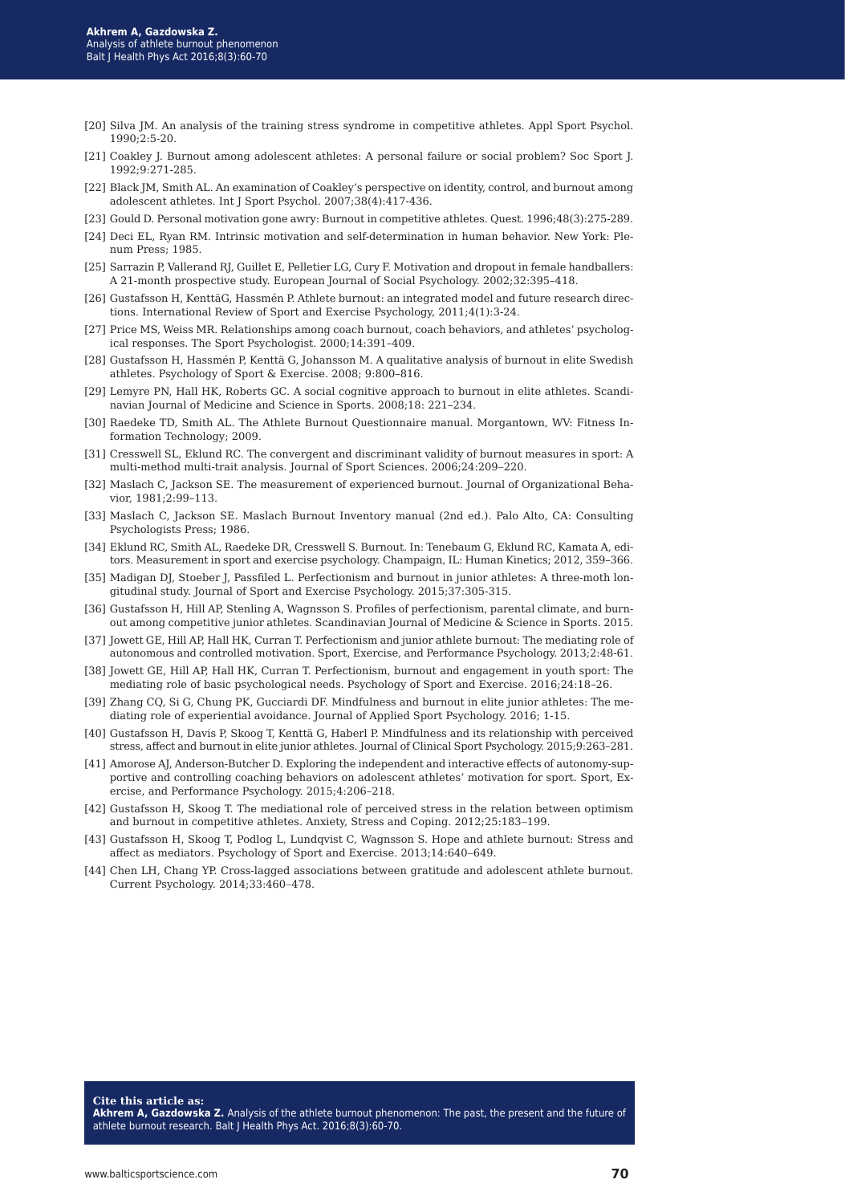[20] Silva JM. An analysis of the training stress syndrome in competitive athletes. Appl Sport Psychol. 1990;2:5-20.

[21] Coakley J. Burnout among adolescent athletes: A personal failure or social problem? Soc Sport J. 1992;9:271-285.

[22] Black JM, Smith AL. An examination of Coakley's perspective on identity, control, and burnout among adolescent athletes. Int J Sport Psychol. 2007;38(4):417-436.

[23] Gould D. Personal motivation gone awry: Burnout in competitive athletes. Quest. 1996;48(3):275-289.

[24] Deci EL, Ryan RM. Intrinsic motivation and self-determination in human behavior. New York: Plenum Press; 1985.

[25] Sarrazin P, Vallerand RJ, Guillet E, Pelletier LG, Cury F. Motivation and dropout in female handballers: A 21-month prospective study. European Journal of Social Psychology. 2002;32:395–418.

[26] Gustafsson H, KenttäG, Hassmén P. Athlete burnout: an integrated model and future research directions. International Review of Sport and Exercise Psychology, 2011;4(1):3-24.

[27] Price MS, Weiss MR. Relationships among coach burnout, coach behaviors, and athletes' psychological responses. The Sport Psychologist. 2000;14:391–409.

[28] Gustafsson H, Hassmén P, Kenttä G, Johansson M. A qualitative analysis of burnout in elite Swedish athletes. Psychology of Sport & Exercise. 2008; 9:800–816.

[29] Lemyre PN, Hall HK, Roberts GC. A social cognitive approach to burnout in elite athletes. Scandinavian Journal of Medicine and Science in Sports. 2008;18: 221–234.

[30] Raedeke TD, Smith AL. The Athlete Burnout Questionnaire manual. Morgantown, WV: Fitness Information Technology; 2009.

[31] Cresswell SL, Eklund RC. The convergent and discriminant validity of burnout measures in sport: A multi-method multi-trait analysis. Journal of Sport Sciences. 2006;24:209–220.

[32] Maslach C, Jackson SE. The measurement of experienced burnout. Journal of Organizational Behavior, 1981;2:99–113.

[33] Maslach C, Jackson SE. Maslach Burnout Inventory manual (2nd ed.). Palo Alto, CA: Consulting Psychologists Press; 1986.

[34] Eklund RC, Smith AL, Raedeke DR, Cresswell S. Burnout. In: Tenebaum G, Eklund RC, Kamata A, editors. Measurement in sport and exercise psychology. Champaign, IL: Human Kinetics; 2012, 359–366.

[35] Madigan DJ, Stoeber J, Passfiled L. Perfectionism and burnout in junior athletes: A three-moth longitudinal study. Journal of Sport and Exercise Psychology. 2015;37:305-315.

[36] Gustafsson H, Hill AP, Stenling A, Wagnsson S. Profiles of perfectionism, parental climate, and burnout among competitive junior athletes. Scandinavian Journal of Medicine & Science in Sports. 2015.

[37] Jowett GE, Hill AP, Hall HK, Curran T. Perfectionism and junior athlete burnout: The mediating role of autonomous and controlled motivation. Sport, Exercise, and Performance Psychology. 2013;2:48-61.

[38] Jowett GE, Hill AP, Hall HK, Curran T. Perfectionism, burnout and engagement in youth sport: The mediating role of basic psychological needs. Psychology of Sport and Exercise. 2016;24:18–26.

[39] Zhang CQ, Si G, Chung PK, Gucciardi DF. Mindfulness and burnout in elite junior athletes: The mediating role of experiential avoidance. Journal of Applied Sport Psychology. 2016; 1-15.

[40] Gustafsson H, Davis P, Skoog T, Kenttä G, Haberl P. Mindfulness and its relationship with perceived stress, affect and burnout in elite junior athletes. Journal of Clinical Sport Psychology. 2015;9:263–281.

[41] Amorose AJ, Anderson-Butcher D. Exploring the independent and interactive effects of autonomy-supportive and controlling coaching behaviors on adolescent athletes' motivation for sport. Sport, Exercise, and Performance Psychology. 2015;4:206–218.

[42] Gustafsson H, Skoog T. The mediational role of perceived stress in the relation between optimism and burnout in competitive athletes. Anxiety, Stress and Coping. 2012;25:183–199.

[43] Gustafsson H, Skoog T, Podlog L, Lundqvist C, Wagnsson S. Hope and athlete burnout: Stress and affect as mediators. Psychology of Sport and Exercise. 2013;14:640–649.

[44] Chen LH, Chang YP. Cross-lagged associations between gratitude and adolescent athlete burnout. Current Psychology. 2014;33:460–478.

**Cite this article as:**
**Akhrem A, Gazdowska Z.** Analysis of the athlete burnout phenomenon: The past, the present and the future of athlete burnout research. Balt J Health Phys Act. 2016;8(3):60-70.